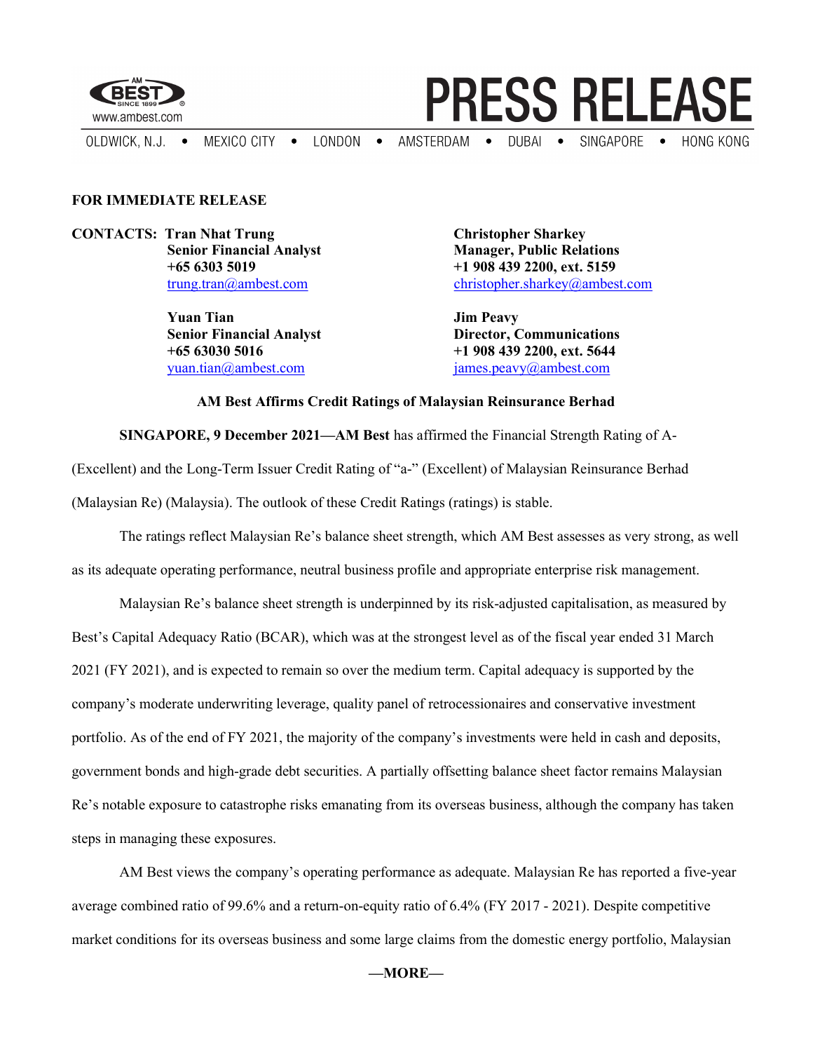# PRESS RELEASE

www.ambest.com

OLDWICK, N.J. • MEXICO CITY • LONDON • AMSTERDAM • DUBAI • SINGAPORE • HONG KONG

**FOR IMMEDIATE RELEASE**

**CONTACTS:**

**Tran Nhat Trung**
**Senior Financial Analyst**
**+65 6303 5019**
trung.tran@ambest.com

**Yuan Tian**
**Senior Financial Analyst**
**+65 63030 5016**
yuan.tian@ambest.com

**Christopher Sharkey**
**Manager, Public Relations**
**+1 908 439 2200, ext. 5159**
christopher.sharkey@ambest.com

**Jim Peavy**
**Director, Communications**
**+1 908 439 2200, ext. 5644**
james.peavy@ambest.com

## AM Best Affirms Credit Ratings of Malaysian Reinsurance Berhad

**SINGAPORE, 9 December 2021—AM Best** has affirmed the Financial Strength Rating of A- (Excellent) and the Long-Term Issuer Credit Rating of "a-" (Excellent) of Malaysian Reinsurance Berhad (Malaysian Re) (Malaysia). The outlook of these Credit Ratings (ratings) is stable.

The ratings reflect Malaysian Re's balance sheet strength, which AM Best assesses as very strong, as well as its adequate operating performance, neutral business profile and appropriate enterprise risk management.

Malaysian Re's balance sheet strength is underpinned by its risk-adjusted capitalisation, as measured by Best's Capital Adequacy Ratio (BCAR), which was at the strongest level as of the fiscal year ended 31 March 2021 (FY 2021), and is expected to remain so over the medium term. Capital adequacy is supported by the company's moderate underwriting leverage, quality panel of retrocessionaires and conservative investment portfolio. As of the end of FY 2021, the majority of the company's investments were held in cash and deposits, government bonds and high-grade debt securities. A partially offsetting balance sheet factor remains Malaysian Re's notable exposure to catastrophe risks emanating from its overseas business, although the company has taken steps in managing these exposures.

AM Best views the company's operating performance as adequate. Malaysian Re has reported a five-year average combined ratio of 99.6% and a return-on-equity ratio of 6.4% (FY 2017 - 2021). Despite competitive market conditions for its overseas business and some large claims from the domestic energy portfolio, Malaysian

—MORE—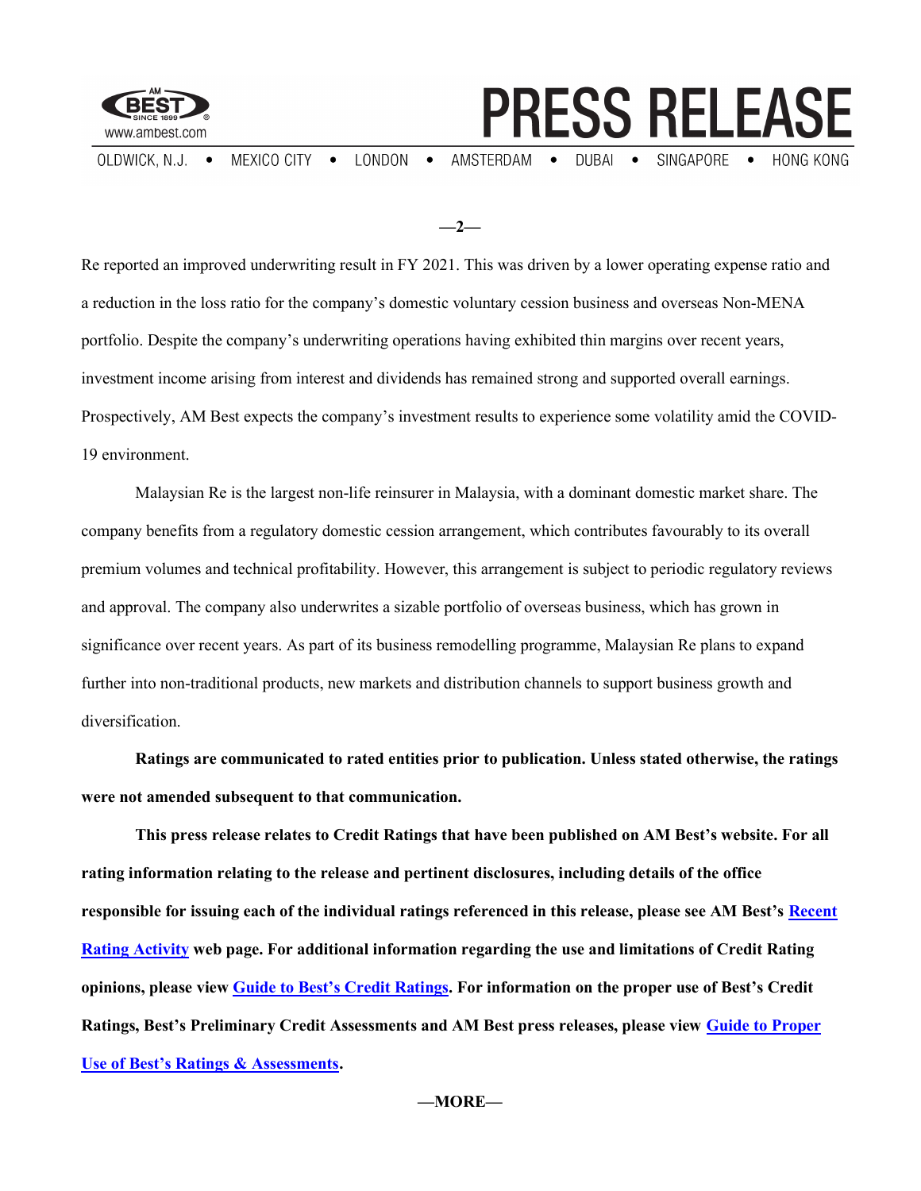Re reported an improved underwriting result in FY 2021. This was driven by a lower operating expense ratio and a reduction in the loss ratio for the company's domestic voluntary cession business and overseas Non-MENA portfolio. Despite the company's underwriting operations having exhibited thin margins over recent years, investment income arising from interest and dividends has remained strong and supported overall earnings. Prospectively, AM Best expects the company's investment results to experience some volatility amid the COVID-19 environment.

Malaysian Re is the largest non-life reinsurer in Malaysia, with a dominant domestic market share. The company benefits from a regulatory domestic cession arrangement, which contributes favourably to its overall premium volumes and technical profitability. However, this arrangement is subject to periodic regulatory reviews and approval. The company also underwrites a sizable portfolio of overseas business, which has grown in significance over recent years. As part of its business remodelling programme, Malaysian Re plans to expand further into non-traditional products, new markets and distribution channels to support business growth and diversification.

**Ratings are communicated to rated entities prior to publication. Unless stated otherwise, the ratings were not amended subsequent to that communication.**

**This press release relates to Credit Ratings that have been published on AM Best's website. For all rating information relating to the release and pertinent disclosures, including details of the office responsible for issuing each of the individual ratings referenced in this release, please see AM Best's Recent Rating Activity web page. For additional information regarding the use and limitations of Credit Rating opinions, please view Guide to Best's Credit Ratings. For information on the proper use of Best's Credit Ratings, Best's Preliminary Credit Assessments and AM Best press releases, please view Guide to Proper Use of Best's Ratings & Assessments.**

**—MORE—**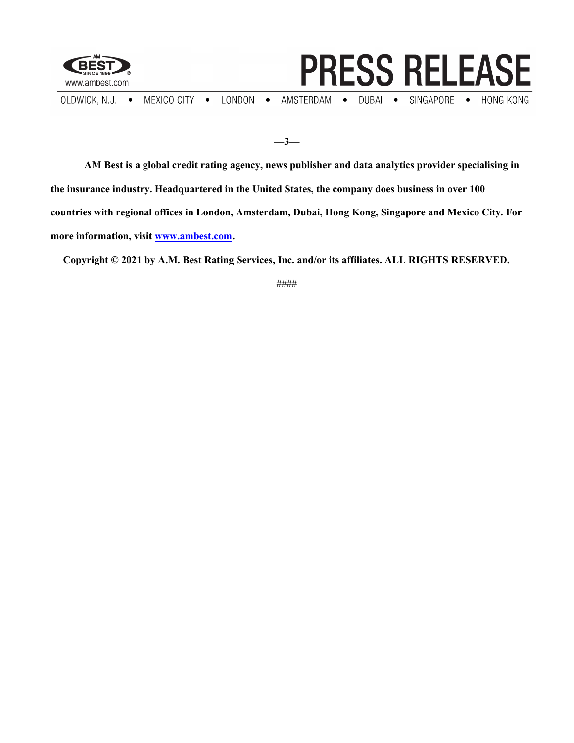**AM Best is a global credit rating agency, news publisher and data analytics provider specialising in the insurance industry. Headquartered in the United States, the company does business in over 100 countries with regional offices in London, Amsterdam, Dubai, Hong Kong, Singapore and Mexico City. For more information, visit [www.ambest.com](http://www.ambest.com).**

**Copyright © 2021 by A.M. Best Rating Services, Inc. and/or its affiliates. ALL RIGHTS RESERVED.**

####